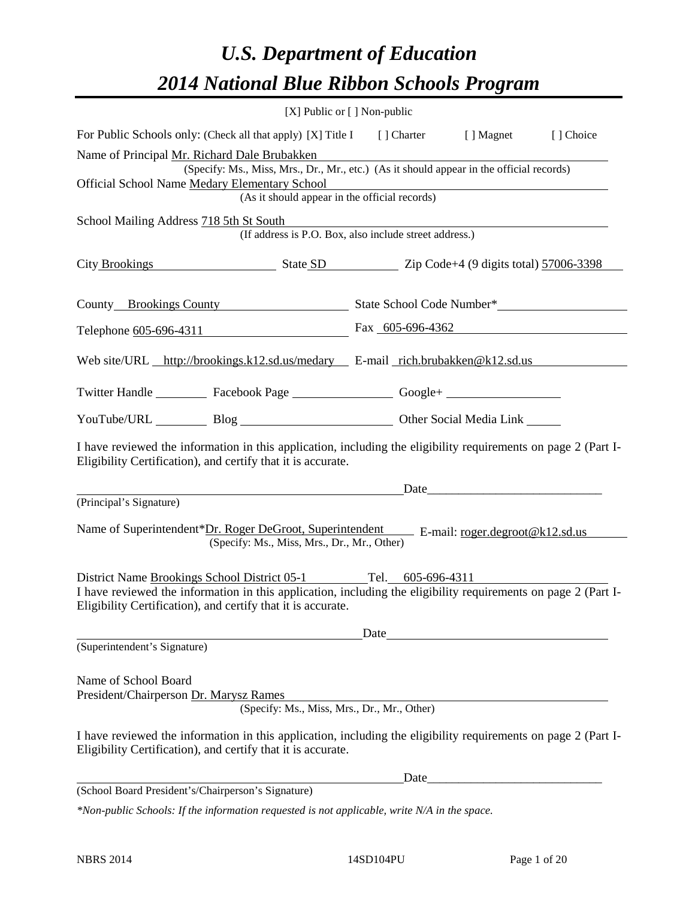# *U.S. Department of Education*
# *2014 National Blue Ribbon Schools Program*

[X] Public or [ ] Non-public

For Public Schools only: (Check all that apply) [X] Title I [ ] Charter [ ] Magnet [ ] Choice

Name of Principal Mr. Richard Dale Brubakken
(Specify: Ms., Miss, Mrs., Dr., Mr., etc.) (As it should appear in the official records)

Official School Name Medary Elementary School
(As it should appear in the official records)

School Mailing Address 718 5th St South
(If address is P.O. Box, also include street address.)

City Brookings State SD Zip Code+4 (9 digits total) 57006-3398

County Brookings County State School Code Number*

Telephone 605-696-4311 Fax 605-696-4362

Web site/URL http://brookings.k12.sd.us/medary E-mail rich.brubakken@k12.sd.us

Twitter Handle Facebook Page Google+

YouTube/URL Blog Other Social Media Link

I have reviewed the information in this application, including the eligibility requirements on page 2 (Part I-Eligibility Certification), and certify that it is accurate.

Date

(Principal's Signature)

Name of Superintendent*Dr. Roger DeGroot, Superintendent E-mail: roger.degroot@k12.sd.us
(Specify: Ms., Miss, Mrs., Dr., Mr., Other)

District Name Brookings School District 05-1 Tel. 605-696-4311

I have reviewed the information in this application, including the eligibility requirements on page 2 (Part I-Eligibility Certification), and certify that it is accurate.

Date

(Superintendent's Signature)

Name of School Board
President/Chairperson Dr. Marysz Rames
(Specify: Ms., Miss, Mrs., Dr., Mr., Other)

I have reviewed the information in this application, including the eligibility requirements on page 2 (Part I-Eligibility Certification), and certify that it is accurate.

Date

(School Board President's/Chairperson's Signature)

**Non-public Schools: If the information requested is not applicable, write N/A in the space.*

NBRS 2014 14SD104PU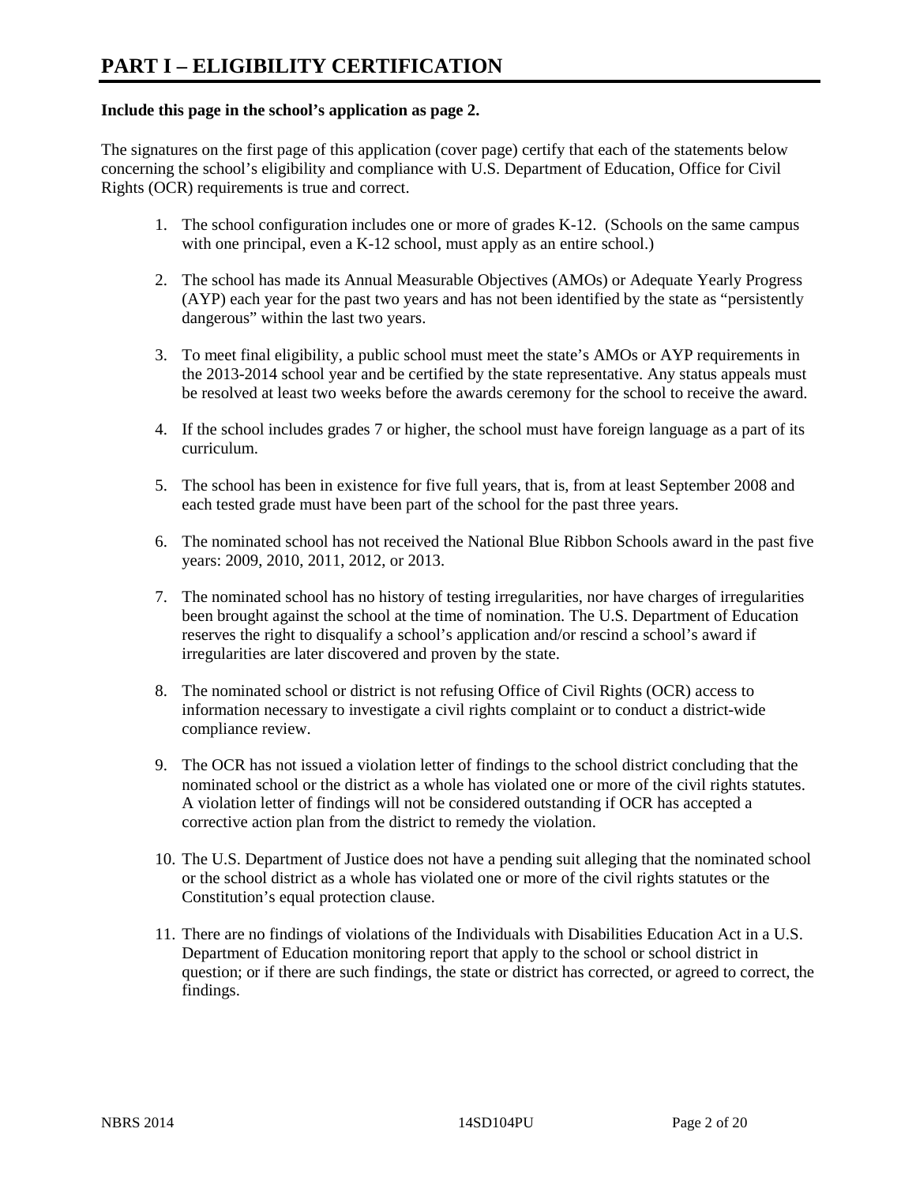# PART I – ELIGIBILITY CERTIFICATION

**Include this page in the school's application as page 2.**

The signatures on the first page of this application (cover page) certify that each of the statements below concerning the school's eligibility and compliance with U.S. Department of Education, Office for Civil Rights (OCR) requirements is true and correct.

1. The school configuration includes one or more of grades K-12. (Schools on the same campus with one principal, even a K-12 school, must apply as an entire school.)

2. The school has made its Annual Measurable Objectives (AMOs) or Adequate Yearly Progress (AYP) each year for the past two years and has not been identified by the state as "persistently dangerous" within the last two years.

3. To meet final eligibility, a public school must meet the state's AMOs or AYP requirements in the 2013-2014 school year and be certified by the state representative. Any status appeals must be resolved at least two weeks before the awards ceremony for the school to receive the award.

4. If the school includes grades 7 or higher, the school must have foreign language as a part of its curriculum.

5. The school has been in existence for five full years, that is, from at least September 2008 and each tested grade must have been part of the school for the past three years.

6. The nominated school has not received the National Blue Ribbon Schools award in the past five years: 2009, 2010, 2011, 2012, or 2013.

7. The nominated school has no history of testing irregularities, nor have charges of irregularities been brought against the school at the time of nomination. The U.S. Department of Education reserves the right to disqualify a school's application and/or rescind a school's award if irregularities are later discovered and proven by the state.

8. The nominated school or district is not refusing Office of Civil Rights (OCR) access to information necessary to investigate a civil rights complaint or to conduct a district-wide compliance review.

9. The OCR has not issued a violation letter of findings to the school district concluding that the nominated school or the district as a whole has violated one or more of the civil rights statutes. A violation letter of findings will not be considered outstanding if OCR has accepted a corrective action plan from the district to remedy the violation.

10. The U.S. Department of Justice does not have a pending suit alleging that the nominated school or the school district as a whole has violated one or more of the civil rights statutes or the Constitution's equal protection clause.

11. There are no findings of violations of the Individuals with Disabilities Education Act in a U.S. Department of Education monitoring report that apply to the school or school district in question; or if there are such findings, the state or district has corrected, or agreed to correct, the findings.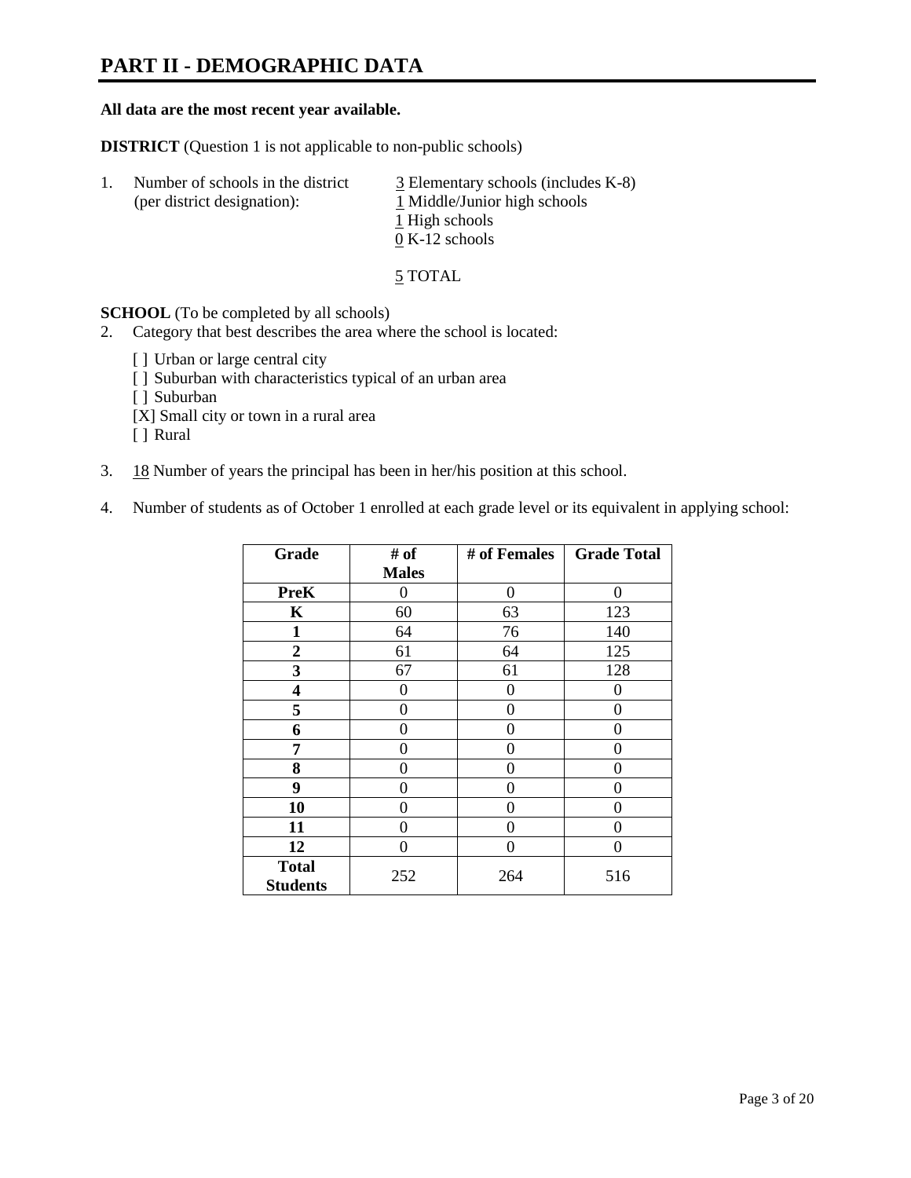# PART II - DEMOGRAPHIC DATA

**All data are the most recent year available.**

**DISTRICT** (Question 1 is not applicable to non-public schools)

1. Number of schools in the district (per district designation):
   3 Elementary schools (includes K-8)
   1 Middle/Junior high schools
   1 High schools
   0 K-12 schools

   5 TOTAL

**SCHOOL** (To be completed by all schools)

2. Category that best describes the area where the school is located:

   [ ] Urban or large central city
   [ ] Suburban with characteristics typical of an urban area
   [ ] Suburban
   [X] Small city or town in a rural area
   [ ] Rural

3. 18 Number of years the principal has been in her/his position at this school.

4. Number of students as of October 1 enrolled at each grade level or its equivalent in applying school:

| Grade | # of Males | # of Females | Grade Total |
|---|---|---|---|
| PreK | 0 | 0 | 0 |
| K | 60 | 63 | 123 |
| 1 | 64 | 76 | 140 |
| 2 | 61 | 64 | 125 |
| 3 | 67 | 61 | 128 |
| 4 | 0 | 0 | 0 |
| 5 | 0 | 0 | 0 |
| 6 | 0 | 0 | 0 |
| 7 | 0 | 0 | 0 |
| 8 | 0 | 0 | 0 |
| 9 | 0 | 0 | 0 |
| 10 | 0 | 0 | 0 |
| 11 | 0 | 0 | 0 |
| 12 | 0 | 0 | 0 |
| Total Students | 252 | 264 | 516 |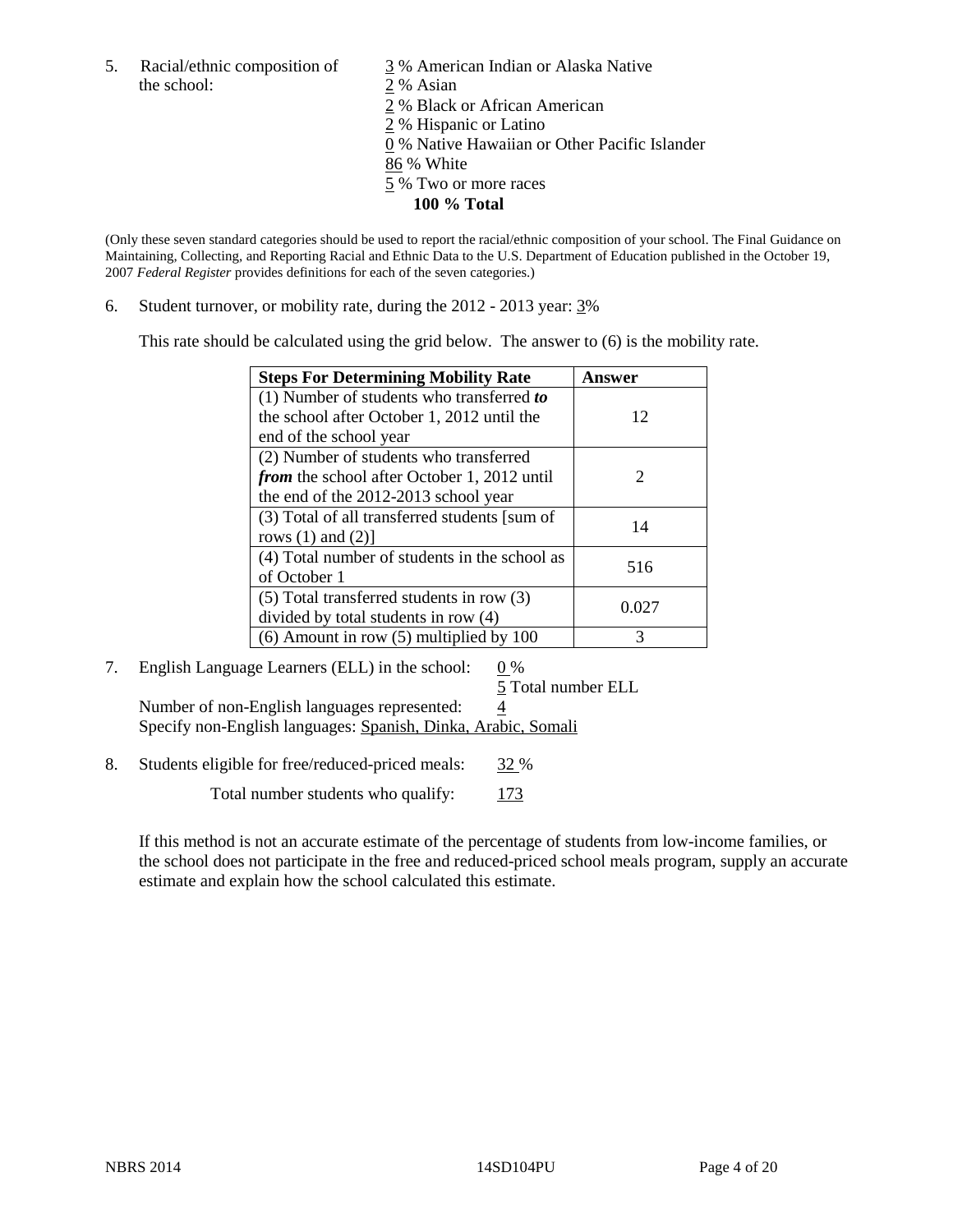5. Racial/ethnic composition of the school:

3 % American Indian or Alaska Native
2 % Asian
2 % Black or African American
2 % Hispanic or Latino
0 % Native Hawaiian or Other Pacific Islander
86 % White
5 % Two or more races
**100 % Total**

(Only these seven standard categories should be used to report the racial/ethnic composition of your school. The Final Guidance on Maintaining, Collecting, and Reporting Racial and Ethnic Data to the U.S. Department of Education published in the October 19, 2007 *Federal Register* provides definitions for each of the seven categories.)

6. Student turnover, or mobility rate, during the 2012 - 2013 year: 3%

This rate should be calculated using the grid below. The answer to (6) is the mobility rate.

| **Steps For Determining Mobility Rate** | **Answer** |
|---|---|
| (1) Number of students who transferred ***to*** the school after October 1, 2012 until the end of the school year | 12 |
| (2) Number of students who transferred ***from*** the school after October 1, 2012 until the end of the 2012-2013 school year | 2 |
| (3) Total of all transferred students [sum of rows (1) and (2)] | 14 |
| (4) Total number of students in the school as of October 1 | 516 |
| (5) Total transferred students in row (3) divided by total students in row (4) | 0.027 |
| (6) Amount in row (5) multiplied by 100 | 3 |

7. English Language Learners (ELL) in the school: 0 %
5 Total number ELL
Number of non-English languages represented: 4
Specify non-English languages: Spanish, Dinka, Arabic, Somali

8. Students eligible for free/reduced-priced meals: 32 %
Total number students who qualify: 173

If this method is not an accurate estimate of the percentage of students from low-income families, or the school does not participate in the free and reduced-priced school meals program, supply an accurate estimate and explain how the school calculated this estimate.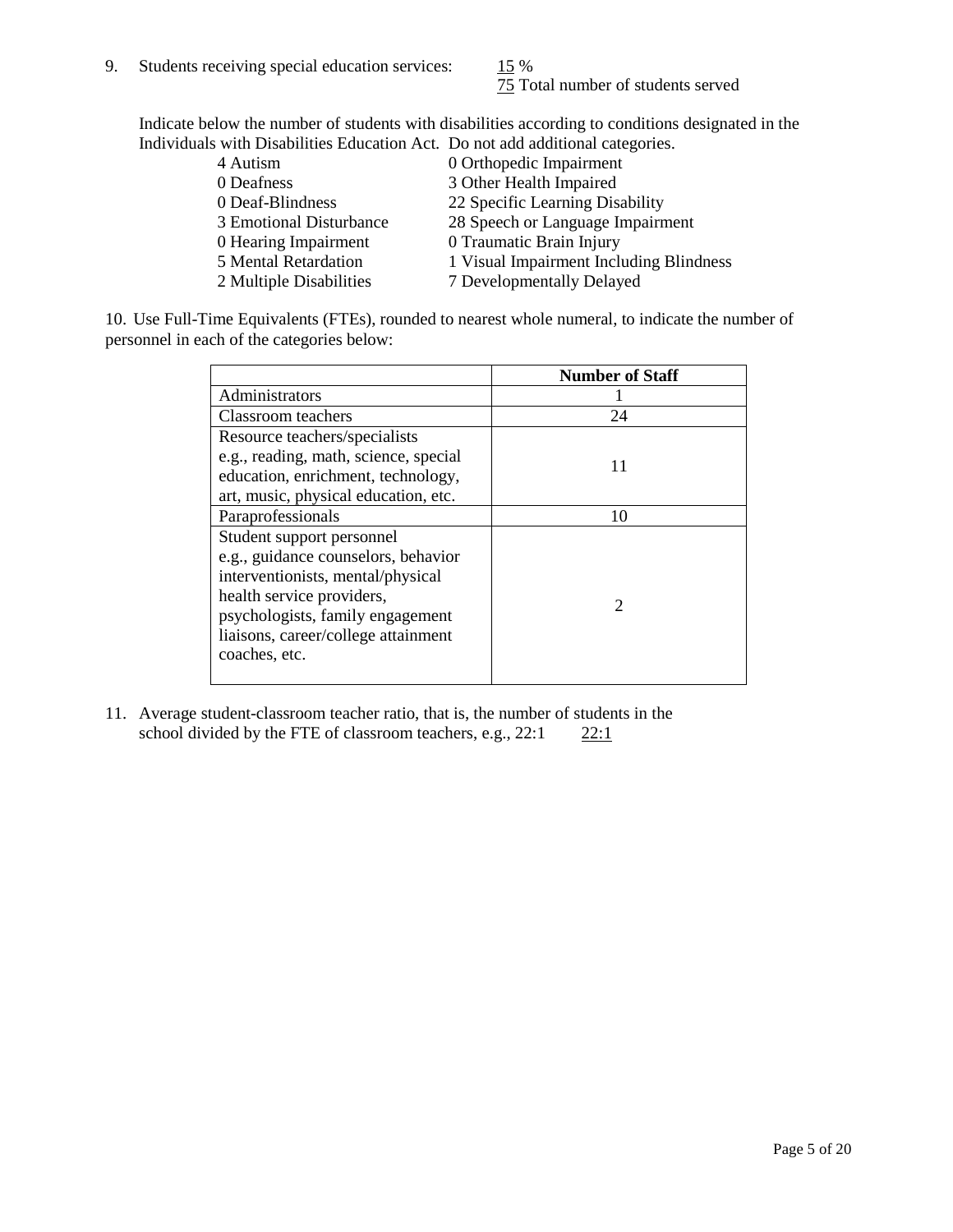9. Students receiving special education services: 15 %
75 Total number of students served

Indicate below the number of students with disabilities according to conditions designated in the Individuals with Disabilities Education Act. Do not add additional categories.

| | |
|---|---|
| 4 Autism | 0 Orthopedic Impairment |
| 0 Deafness | 3 Other Health Impaired |
| 0 Deaf-Blindness | 22 Specific Learning Disability |
| 3 Emotional Disturbance | 28 Speech or Language Impairment |
| 0 Hearing Impairment | 0 Traumatic Brain Injury |
| 5 Mental Retardation | 1 Visual Impairment Including Blindness |
| 2 Multiple Disabilities | 7 Developmentally Delayed |

10. Use Full-Time Equivalents (FTEs), rounded to nearest whole numeral, to indicate the number of personnel in each of the categories below:

| | Number of Staff |
|---|---|
| Administrators | 1 |
| Classroom teachers | 24 |
| Resource teachers/specialists e.g., reading, math, science, special education, enrichment, technology, art, music, physical education, etc. | 11 |
| Paraprofessionals | 10 |
| Student support personnel e.g., guidance counselors, behavior interventionists, mental/physical health service providers, psychologists, family engagement liaisons, career/college attainment coaches, etc. | 2 |

11. Average student-classroom teacher ratio, that is, the number of students in the school divided by the FTE of classroom teachers, e.g., 22:1 22:1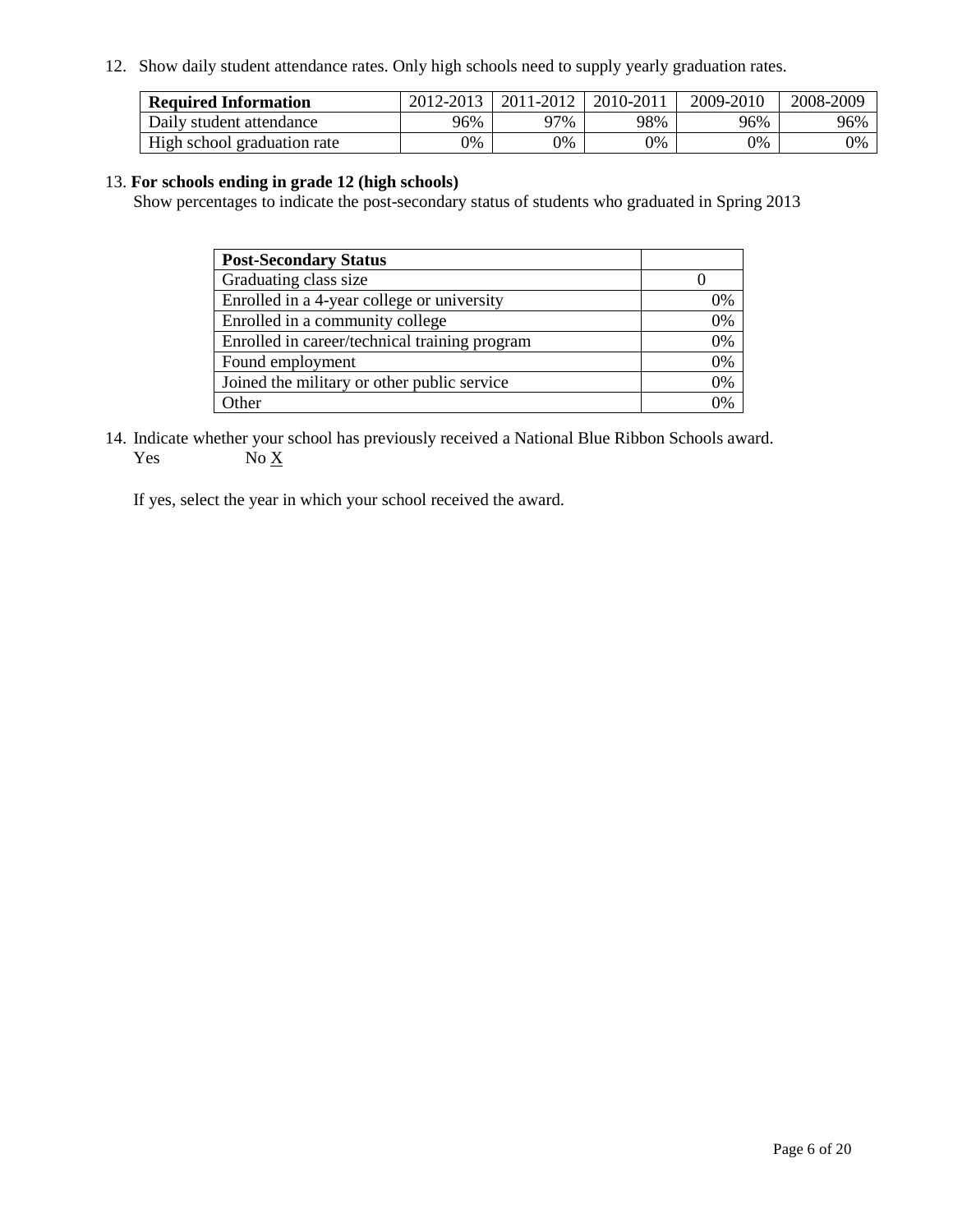12. Show daily student attendance rates. Only high schools need to supply yearly graduation rates.

| **Required Information** | 2012-2013 | 2011-2012 | 2010-2011 | 2009-2010 | 2008-2009 |
|---|---|---|---|---|---|
| Daily student attendance | 96% | 97% | 98% | 96% | 96% |
| High school graduation rate | 0% | 0% | 0% | 0% | 0% |

13. **For schools ending in grade 12 (high schools)**

Show percentages to indicate the post-secondary status of students who graduated in Spring 2013

| **Post-Secondary Status** | |
|---|---|
| Graduating class size | 0 |
| Enrolled in a 4-year college or university | 0% |
| Enrolled in a community college | 0% |
| Enrolled in career/technical training program | 0% |
| Found employment | 0% |
| Joined the military or other public service | 0% |
| Other | 0% |

14. Indicate whether your school has previously received a National Blue Ribbon Schools award.

Yes No X

If yes, select the year in which your school received the award.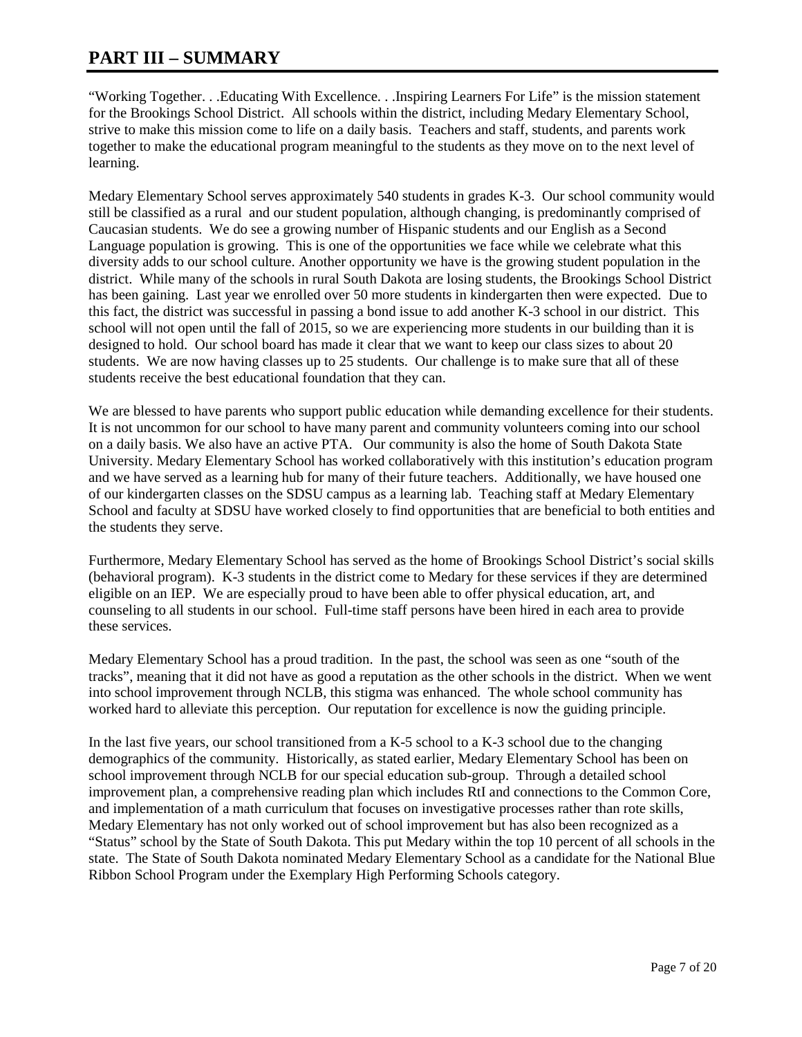# PART III – SUMMARY

"Working Together. . .Educating With Excellence. . .Inspiring Learners For Life" is the mission statement for the Brookings School District. All schools within the district, including Medary Elementary School, strive to make this mission come to life on a daily basis. Teachers and staff, students, and parents work together to make the educational program meaningful to the students as they move on to the next level of learning.

Medary Elementary School serves approximately 540 students in grades K-3. Our school community would still be classified as a rural and our student population, although changing, is predominantly comprised of Caucasian students. We do see a growing number of Hispanic students and our English as a Second Language population is growing. This is one of the opportunities we face while we celebrate what this diversity adds to our school culture. Another opportunity we have is the growing student population in the district. While many of the schools in rural South Dakota are losing students, the Brookings School District has been gaining. Last year we enrolled over 50 more students in kindergarten then were expected. Due to this fact, the district was successful in passing a bond issue to add another K-3 school in our district. This school will not open until the fall of 2015, so we are experiencing more students in our building than it is designed to hold. Our school board has made it clear that we want to keep our class sizes to about 20 students. We are now having classes up to 25 students. Our challenge is to make sure that all of these students receive the best educational foundation that they can.

We are blessed to have parents who support public education while demanding excellence for their students. It is not uncommon for our school to have many parent and community volunteers coming into our school on a daily basis. We also have an active PTA. Our community is also the home of South Dakota State University. Medary Elementary School has worked collaboratively with this institution's education program and we have served as a learning hub for many of their future teachers. Additionally, we have housed one of our kindergarten classes on the SDSU campus as a learning lab. Teaching staff at Medary Elementary School and faculty at SDSU have worked closely to find opportunities that are beneficial to both entities and the students they serve.

Furthermore, Medary Elementary School has served as the home of Brookings School District's social skills (behavioral program). K-3 students in the district come to Medary for these services if they are determined eligible on an IEP. We are especially proud to have been able to offer physical education, art, and counseling to all students in our school. Full-time staff persons have been hired in each area to provide these services.

Medary Elementary School has a proud tradition. In the past, the school was seen as one "south of the tracks", meaning that it did not have as good a reputation as the other schools in the district. When we went into school improvement through NCLB, this stigma was enhanced. The whole school community has worked hard to alleviate this perception. Our reputation for excellence is now the guiding principle.

In the last five years, our school transitioned from a K-5 school to a K-3 school due to the changing demographics of the community. Historically, as stated earlier, Medary Elementary School has been on school improvement through NCLB for our special education sub-group. Through a detailed school improvement plan, a comprehensive reading plan which includes RtI and connections to the Common Core, and implementation of a math curriculum that focuses on investigative processes rather than rote skills, Medary Elementary has not only worked out of school improvement but has also been recognized as a "Status" school by the State of South Dakota. This put Medary within the top 10 percent of all schools in the state. The State of South Dakota nominated Medary Elementary School as a candidate for the National Blue Ribbon School Program under the Exemplary High Performing Schools category.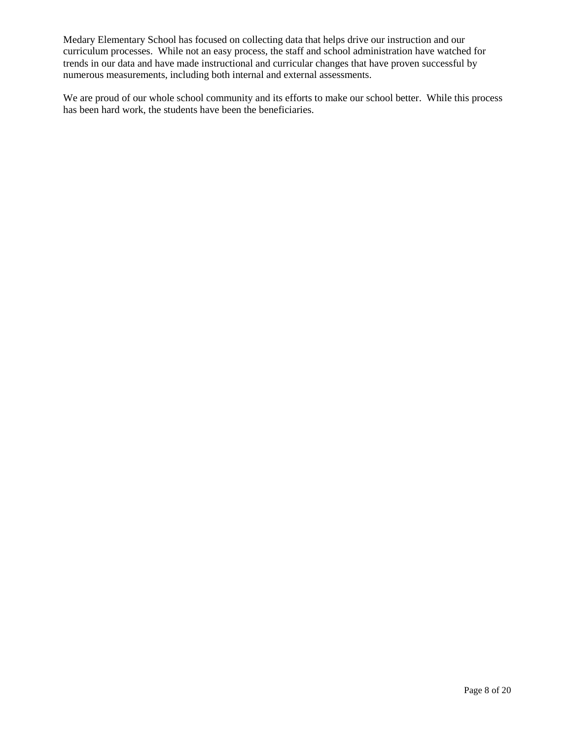Medary Elementary School has focused on collecting data that helps drive our instruction and our curriculum processes. While not an easy process, the staff and school administration have watched for trends in our data and have made instructional and curricular changes that have proven successful by numerous measurements, including both internal and external assessments.

We are proud of our whole school community and its efforts to make our school better. While this process has been hard work, the students have been the beneficiaries.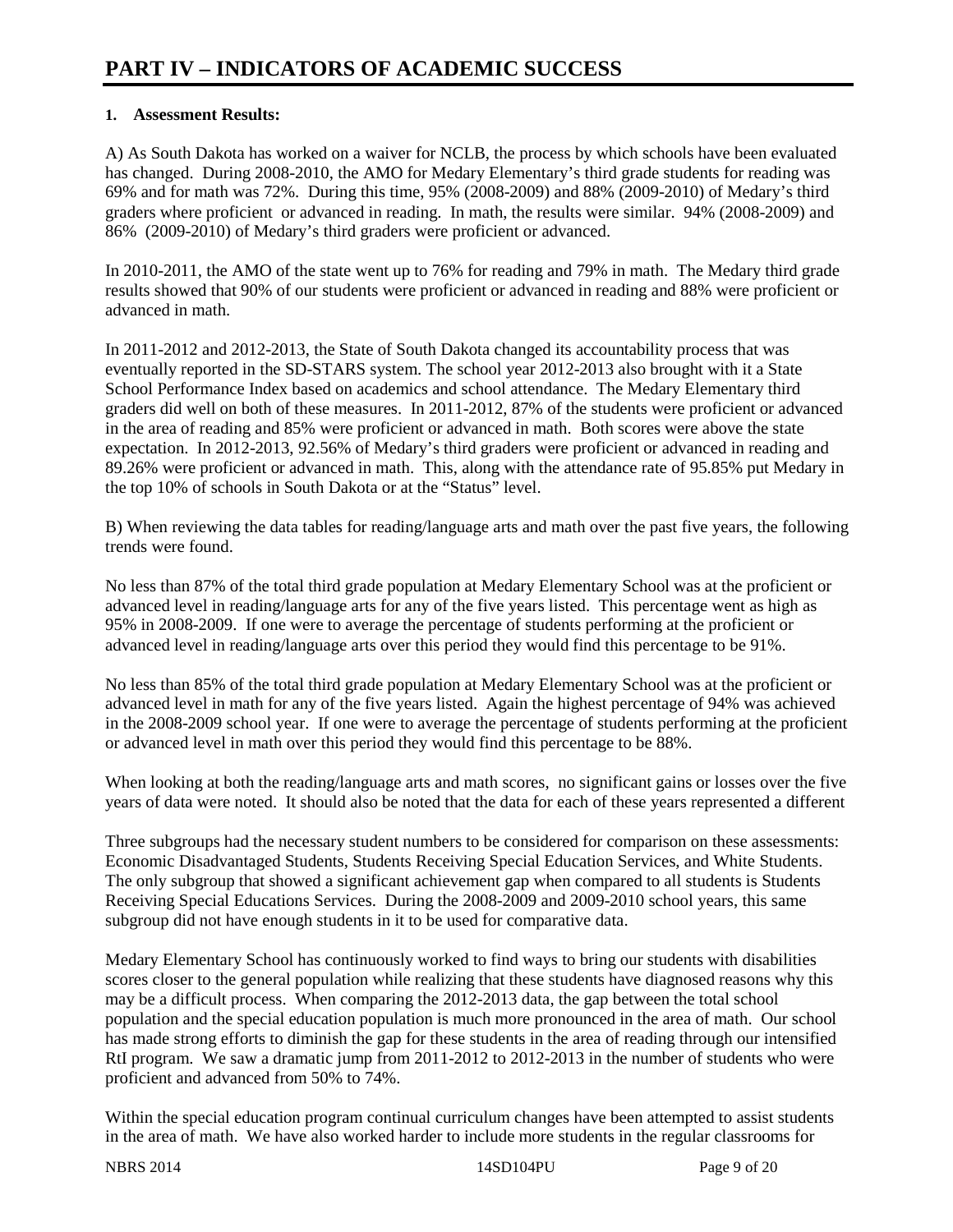# PART IV – INDICATORS OF ACADEMIC SUCCESS

**1. Assessment Results:**

A) As South Dakota has worked on a waiver for NCLB, the process by which schools have been evaluated has changed. During 2008-2010, the AMO for Medary Elementary's third grade students for reading was 69% and for math was 72%. During this time, 95% (2008-2009) and 88% (2009-2010) of Medary's third graders where proficient or advanced in reading. In math, the results were similar. 94% (2008-2009) and 86% (2009-2010) of Medary's third graders were proficient or advanced.

In 2010-2011, the AMO of the state went up to 76% for reading and 79% in math. The Medary third grade results showed that 90% of our students were proficient or advanced in reading and 88% were proficient or advanced in math.

In 2011-2012 and 2012-2013, the State of South Dakota changed its accountability process that was eventually reported in the SD-STARS system. The school year 2012-2013 also brought with it a State School Performance Index based on academics and school attendance. The Medary Elementary third graders did well on both of these measures. In 2011-2012, 87% of the students were proficient or advanced in the area of reading and 85% were proficient or advanced in math. Both scores were above the state expectation. In 2012-2013, 92.56% of Medary's third graders were proficient or advanced in reading and 89.26% were proficient or advanced in math. This, along with the attendance rate of 95.85% put Medary in the top 10% of schools in South Dakota or at the "Status" level.

B) When reviewing the data tables for reading/language arts and math over the past five years, the following trends were found.

No less than 87% of the total third grade population at Medary Elementary School was at the proficient or advanced level in reading/language arts for any of the five years listed. This percentage went as high as 95% in 2008-2009. If one were to average the percentage of students performing at the proficient or advanced level in reading/language arts over this period they would find this percentage to be 91%.

No less than 85% of the total third grade population at Medary Elementary School was at the proficient or advanced level in math for any of the five years listed. Again the highest percentage of 94% was achieved in the 2008-2009 school year. If one were to average the percentage of students performing at the proficient or advanced level in math over this period they would find this percentage to be 88%.

When looking at both the reading/language arts and math scores, no significant gains or losses over the five years of data were noted. It should also be noted that the data for each of these years represented a different

Three subgroups had the necessary student numbers to be considered for comparison on these assessments: Economic Disadvantaged Students, Students Receiving Special Education Services, and White Students. The only subgroup that showed a significant achievement gap when compared to all students is Students Receiving Special Educations Services. During the 2008-2009 and 2009-2010 school years, this same subgroup did not have enough students in it to be used for comparative data.

Medary Elementary School has continuously worked to find ways to bring our students with disabilities scores closer to the general population while realizing that these students have diagnosed reasons why this may be a difficult process. When comparing the 2012-2013 data, the gap between the total school population and the special education population is much more pronounced in the area of math. Our school has made strong efforts to diminish the gap for these students in the area of reading through our intensified RtI program. We saw a dramatic jump from 2011-2012 to 2012-2013 in the number of students who were proficient and advanced from 50% to 74%.

Within the special education program continual curriculum changes have been attempted to assist students in the area of math. We have also worked harder to include more students in the regular classrooms for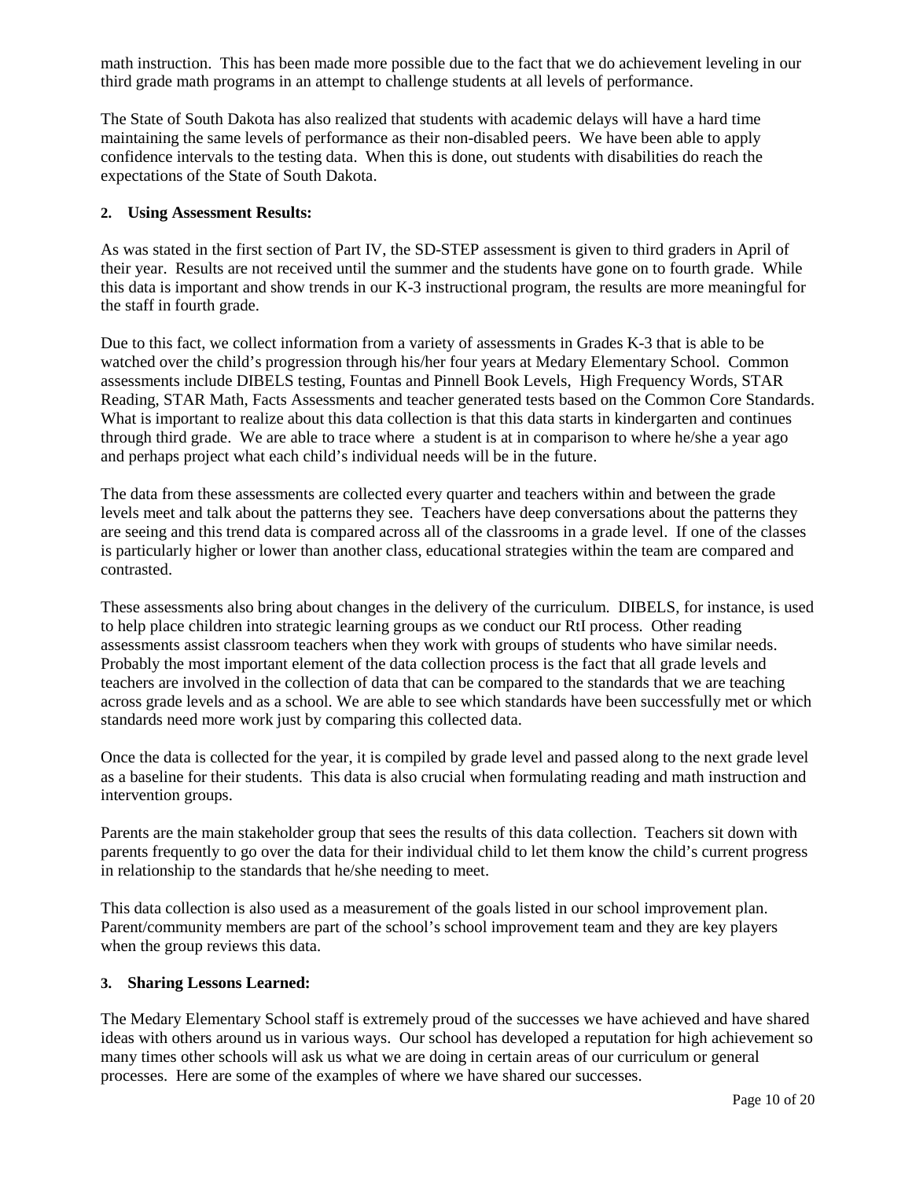math instruction. This has been made more possible due to the fact that we do achievement leveling in our third grade math programs in an attempt to challenge students at all levels of performance.

The State of South Dakota has also realized that students with academic delays will have a hard time maintaining the same levels of performance as their non-disabled peers. We have been able to apply confidence intervals to the testing data. When this is done, out students with disabilities do reach the expectations of the State of South Dakota.

**2. Using Assessment Results:**

As was stated in the first section of Part IV, the SD-STEP assessment is given to third graders in April of their year. Results are not received until the summer and the students have gone on to fourth grade. While this data is important and show trends in our K-3 instructional program, the results are more meaningful for the staff in fourth grade.

Due to this fact, we collect information from a variety of assessments in Grades K-3 that is able to be watched over the child's progression through his/her four years at Medary Elementary School. Common assessments include DIBELS testing, Fountas and Pinnell Book Levels, High Frequency Words, STAR Reading, STAR Math, Facts Assessments and teacher generated tests based on the Common Core Standards. What is important to realize about this data collection is that this data starts in kindergarten and continues through third grade. We are able to trace where a student is at in comparison to where he/she a year ago and perhaps project what each child's individual needs will be in the future.

The data from these assessments are collected every quarter and teachers within and between the grade levels meet and talk about the patterns they see. Teachers have deep conversations about the patterns they are seeing and this trend data is compared across all of the classrooms in a grade level. If one of the classes is particularly higher or lower than another class, educational strategies within the team are compared and contrasted.

These assessments also bring about changes in the delivery of the curriculum. DIBELS, for instance, is used to help place children into strategic learning groups as we conduct our RtI process. Other reading assessments assist classroom teachers when they work with groups of students who have similar needs. Probably the most important element of the data collection process is the fact that all grade levels and teachers are involved in the collection of data that can be compared to the standards that we are teaching across grade levels and as a school. We are able to see which standards have been successfully met or which standards need more work just by comparing this collected data.

Once the data is collected for the year, it is compiled by grade level and passed along to the next grade level as a baseline for their students. This data is also crucial when formulating reading and math instruction and intervention groups.

Parents are the main stakeholder group that sees the results of this data collection. Teachers sit down with parents frequently to go over the data for their individual child to let them know the child's current progress in relationship to the standards that he/she needing to meet.

This data collection is also used as a measurement of the goals listed in our school improvement plan. Parent/community members are part of the school's school improvement team and they are key players when the group reviews this data.

**3. Sharing Lessons Learned:**

The Medary Elementary School staff is extremely proud of the successes we have achieved and have shared ideas with others around us in various ways. Our school has developed a reputation for high achievement so many times other schools will ask us what we are doing in certain areas of our curriculum or general processes. Here are some of the examples of where we have shared our successes.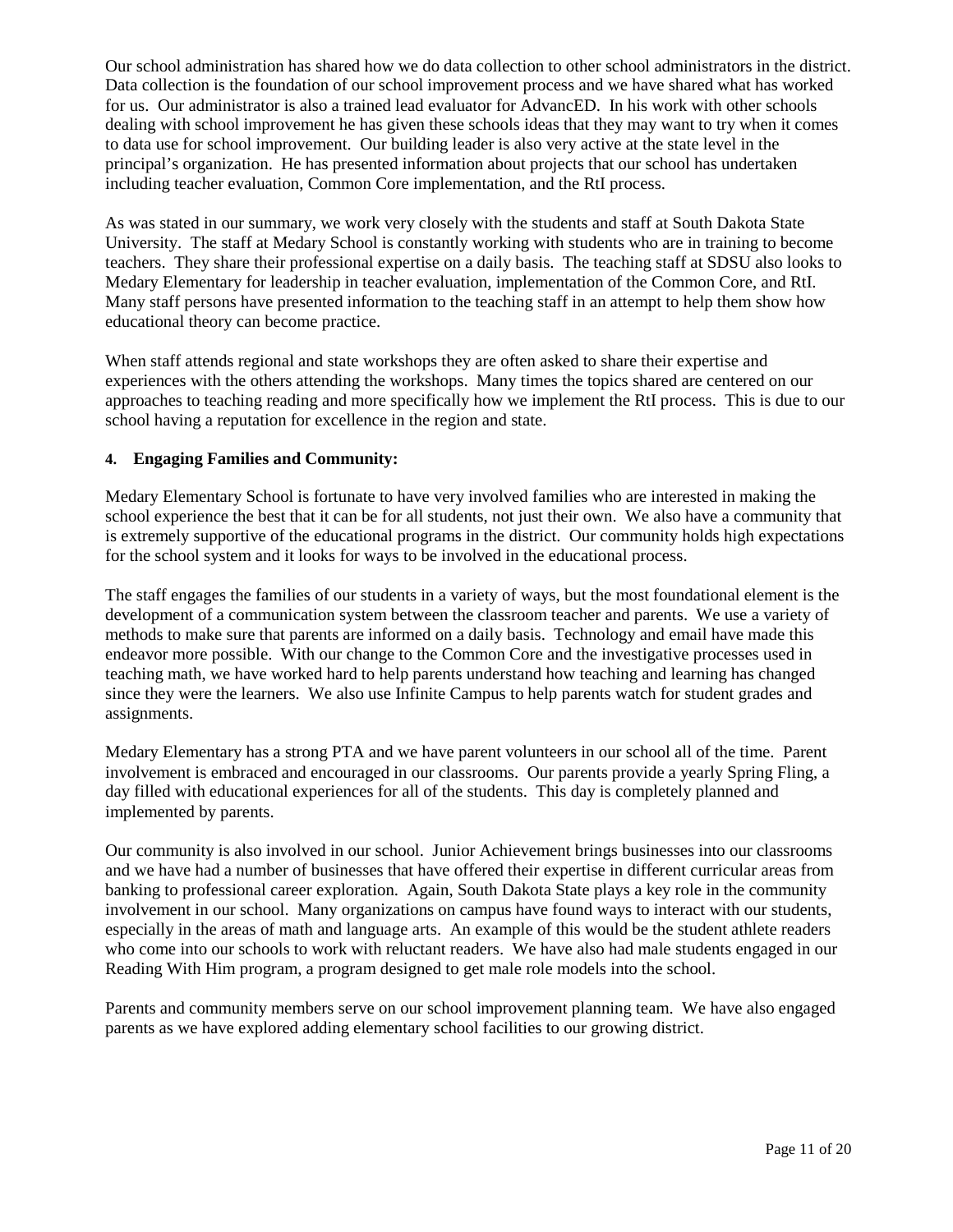Our school administration has shared how we do data collection to other school administrators in the district. Data collection is the foundation of our school improvement process and we have shared what has worked for us. Our administrator is also a trained lead evaluator for AdvancED. In his work with other schools dealing with school improvement he has given these schools ideas that they may want to try when it comes to data use for school improvement. Our building leader is also very active at the state level in the principal's organization. He has presented information about projects that our school has undertaken including teacher evaluation, Common Core implementation, and the RtI process.

As was stated in our summary, we work very closely with the students and staff at South Dakota State University. The staff at Medary School is constantly working with students who are in training to become teachers. They share their professional expertise on a daily basis. The teaching staff at SDSU also looks to Medary Elementary for leadership in teacher evaluation, implementation of the Common Core, and RtI. Many staff persons have presented information to the teaching staff in an attempt to help them show how educational theory can become practice.

When staff attends regional and state workshops they are often asked to share their expertise and experiences with the others attending the workshops. Many times the topics shared are centered on our approaches to teaching reading and more specifically how we implement the RtI process. This is due to our school having a reputation for excellence in the region and state.

**4. Engaging Families and Community:**

Medary Elementary School is fortunate to have very involved families who are interested in making the school experience the best that it can be for all students, not just their own. We also have a community that is extremely supportive of the educational programs in the district. Our community holds high expectations for the school system and it looks for ways to be involved in the educational process.

The staff engages the families of our students in a variety of ways, but the most foundational element is the development of a communication system between the classroom teacher and parents. We use a variety of methods to make sure that parents are informed on a daily basis. Technology and email have made this endeavor more possible. With our change to the Common Core and the investigative processes used in teaching math, we have worked hard to help parents understand how teaching and learning has changed since they were the learners. We also use Infinite Campus to help parents watch for student grades and assignments.

Medary Elementary has a strong PTA and we have parent volunteers in our school all of the time. Parent involvement is embraced and encouraged in our classrooms. Our parents provide a yearly Spring Fling, a day filled with educational experiences for all of the students. This day is completely planned and implemented by parents.

Our community is also involved in our school. Junior Achievement brings businesses into our classrooms and we have had a number of businesses that have offered their expertise in different curricular areas from banking to professional career exploration. Again, South Dakota State plays a key role in the community involvement in our school. Many organizations on campus have found ways to interact with our students, especially in the areas of math and language arts. An example of this would be the student athlete readers who come into our schools to work with reluctant readers. We have also had male students engaged in our Reading With Him program, a program designed to get male role models into the school.

Parents and community members serve on our school improvement planning team. We have also engaged parents as we have explored adding elementary school facilities to our growing district.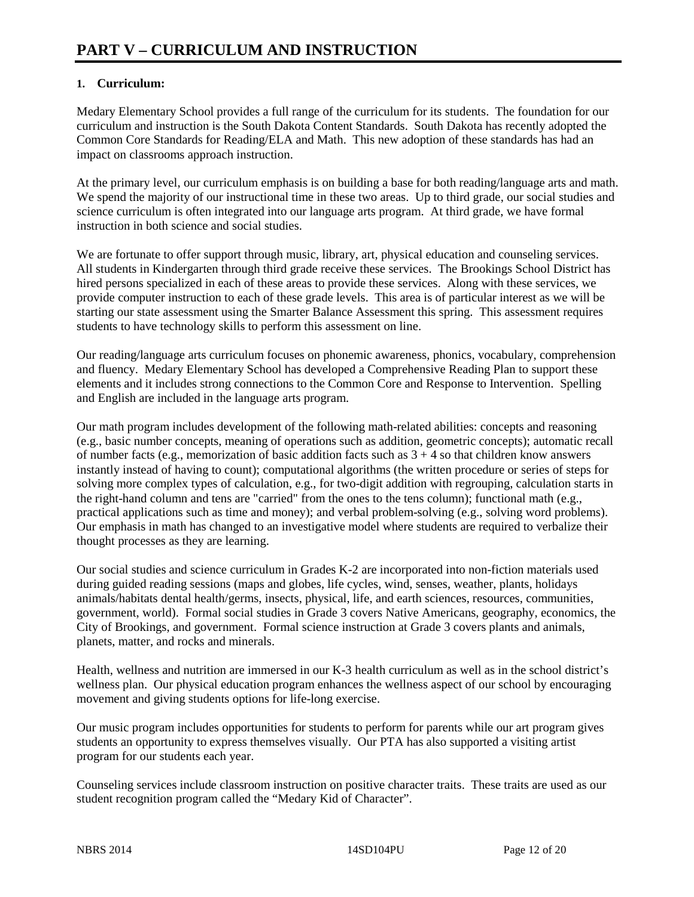# PART V – CURRICULUM AND INSTRUCTION

**1. Curriculum:**

Medary Elementary School provides a full range of the curriculum for its students. The foundation for our curriculum and instruction is the South Dakota Content Standards. South Dakota has recently adopted the Common Core Standards for Reading/ELA and Math. This new adoption of these standards has had an impact on classrooms approach instruction.

At the primary level, our curriculum emphasis is on building a base for both reading/language arts and math. We spend the majority of our instructional time in these two areas. Up to third grade, our social studies and science curriculum is often integrated into our language arts program. At third grade, we have formal instruction in both science and social studies.

We are fortunate to offer support through music, library, art, physical education and counseling services. All students in Kindergarten through third grade receive these services. The Brookings School District has hired persons specialized in each of these areas to provide these services. Along with these services, we provide computer instruction to each of these grade levels. This area is of particular interest as we will be starting our state assessment using the Smarter Balance Assessment this spring. This assessment requires students to have technology skills to perform this assessment on line.

Our reading/language arts curriculum focuses on phonemic awareness, phonics, vocabulary, comprehension and fluency. Medary Elementary School has developed a Comprehensive Reading Plan to support these elements and it includes strong connections to the Common Core and Response to Intervention. Spelling and English are included in the language arts program.

Our math program includes development of the following math-related abilities: concepts and reasoning (e.g., basic number concepts, meaning of operations such as addition, geometric concepts); automatic recall of number facts (e.g., memorization of basic addition facts such as 3 + 4 so that children know answers instantly instead of having to count); computational algorithms (the written procedure or series of steps for solving more complex types of calculation, e.g., for two-digit addition with regrouping, calculation starts in the right-hand column and tens are "carried" from the ones to the tens column); functional math (e.g., practical applications such as time and money); and verbal problem-solving (e.g., solving word problems). Our emphasis in math has changed to an investigative model where students are required to verbalize their thought processes as they are learning.

Our social studies and science curriculum in Grades K-2 are incorporated into non-fiction materials used during guided reading sessions (maps and globes, life cycles, wind, senses, weather, plants, holidays animals/habitats dental health/germs, insects, physical, life, and earth sciences, resources, communities, government, world). Formal social studies in Grade 3 covers Native Americans, geography, economics, the City of Brookings, and government. Formal science instruction at Grade 3 covers plants and animals, planets, matter, and rocks and minerals.

Health, wellness and nutrition are immersed in our K-3 health curriculum as well as in the school district's wellness plan. Our physical education program enhances the wellness aspect of our school by encouraging movement and giving students options for life-long exercise.

Our music program includes opportunities for students to perform for parents while our art program gives students an opportunity to express themselves visually. Our PTA has also supported a visiting artist program for our students each year.

Counseling services include classroom instruction on positive character traits. These traits are used as our student recognition program called the "Medary Kid of Character".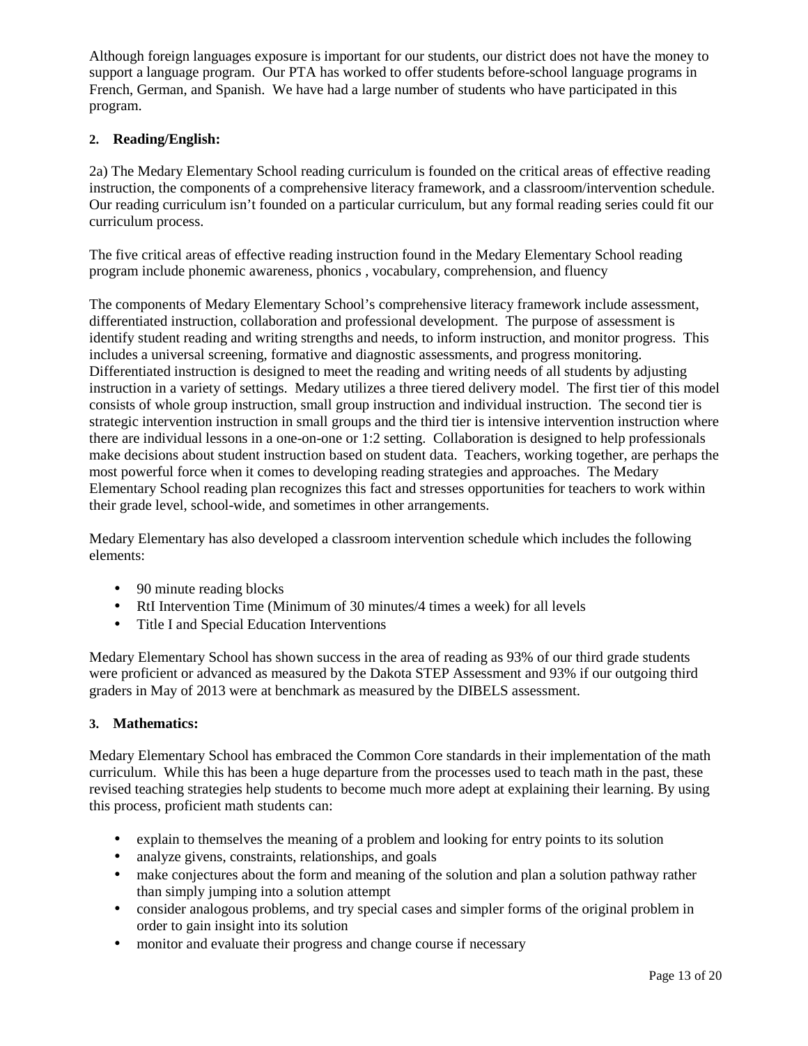Although foreign languages exposure is important for our students, our district does not have the money to support a language program. Our PTA has worked to offer students before-school language programs in French, German, and Spanish. We have had a large number of students who have participated in this program.

**2. Reading/English:**

2a) The Medary Elementary School reading curriculum is founded on the critical areas of effective reading instruction, the components of a comprehensive literacy framework, and a classroom/intervention schedule. Our reading curriculum isn't founded on a particular curriculum, but any formal reading series could fit our curriculum process.

The five critical areas of effective reading instruction found in the Medary Elementary School reading program include phonemic awareness, phonics , vocabulary, comprehension, and fluency

The components of Medary Elementary School's comprehensive literacy framework include assessment, differentiated instruction, collaboration and professional development. The purpose of assessment is identify student reading and writing strengths and needs, to inform instruction, and monitor progress. This includes a universal screening, formative and diagnostic assessments, and progress monitoring. Differentiated instruction is designed to meet the reading and writing needs of all students by adjusting instruction in a variety of settings. Medary utilizes a three tiered delivery model. The first tier of this model consists of whole group instruction, small group instruction and individual instruction. The second tier is strategic intervention instruction in small groups and the third tier is intensive intervention instruction where there are individual lessons in a one-on-one or 1:2 setting. Collaboration is designed to help professionals make decisions about student instruction based on student data. Teachers, working together, are perhaps the most powerful force when it comes to developing reading strategies and approaches. The Medary Elementary School reading plan recognizes this fact and stresses opportunities for teachers to work within their grade level, school-wide, and sometimes in other arrangements.

Medary Elementary has also developed a classroom intervention schedule which includes the following elements:

- 90 minute reading blocks
- RtI Intervention Time (Minimum of 30 minutes/4 times a week) for all levels
- Title I and Special Education Interventions

Medary Elementary School has shown success in the area of reading as 93% of our third grade students were proficient or advanced as measured by the Dakota STEP Assessment and 93% if our outgoing third graders in May of 2013 were at benchmark as measured by the DIBELS assessment.

**3. Mathematics:**

Medary Elementary School has embraced the Common Core standards in their implementation of the math curriculum. While this has been a huge departure from the processes used to teach math in the past, these revised teaching strategies help students to become much more adept at explaining their learning. By using this process, proficient math students can:

- explain to themselves the meaning of a problem and looking for entry points to its solution
- analyze givens, constraints, relationships, and goals
- make conjectures about the form and meaning of the solution and plan a solution pathway rather than simply jumping into a solution attempt
- consider analogous problems, and try special cases and simpler forms of the original problem in order to gain insight into its solution
- monitor and evaluate their progress and change course if necessary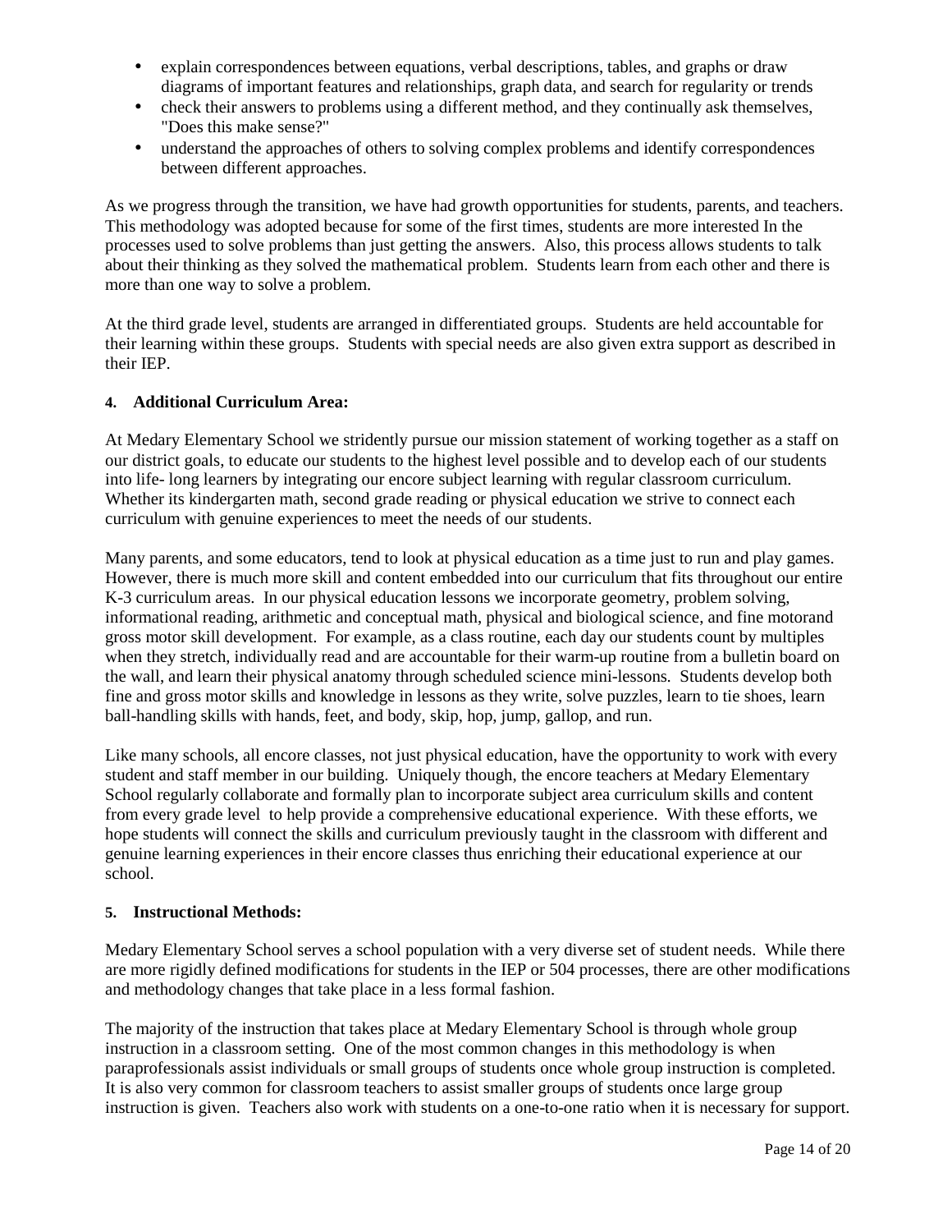- explain correspondences between equations, verbal descriptions, tables, and graphs or draw diagrams of important features and relationships, graph data, and search for regularity or trends
- check their answers to problems using a different method, and they continually ask themselves, "Does this make sense?"
- understand the approaches of others to solving complex problems and identify correspondences between different approaches.

As we progress through the transition, we have had growth opportunities for students, parents, and teachers. This methodology was adopted because for some of the first times, students are more interested In the processes used to solve problems than just getting the answers. Also, this process allows students to talk about their thinking as they solved the mathematical problem. Students learn from each other and there is more than one way to solve a problem.

At the third grade level, students are arranged in differentiated groups. Students are held accountable for their learning within these groups. Students with special needs are also given extra support as described in their IEP.

**4. Additional Curriculum Area:**

At Medary Elementary School we stridently pursue our mission statement of working together as a staff on our district goals, to educate our students to the highest level possible and to develop each of our students into life- long learners by integrating our encore subject learning with regular classroom curriculum. Whether its kindergarten math, second grade reading or physical education we strive to connect each curriculum with genuine experiences to meet the needs of our students.

Many parents, and some educators, tend to look at physical education as a time just to run and play games. However, there is much more skill and content embedded into our curriculum that fits throughout our entire K-3 curriculum areas. In our physical education lessons we incorporate geometry, problem solving, informational reading, arithmetic and conceptual math, physical and biological science, and fine motorand gross motor skill development. For example, as a class routine, each day our students count by multiples when they stretch, individually read and are accountable for their warm-up routine from a bulletin board on the wall, and learn their physical anatomy through scheduled science mini-lessons. Students develop both fine and gross motor skills and knowledge in lessons as they write, solve puzzles, learn to tie shoes, learn ball-handling skills with hands, feet, and body, skip, hop, jump, gallop, and run.

Like many schools, all encore classes, not just physical education, have the opportunity to work with every student and staff member in our building. Uniquely though, the encore teachers at Medary Elementary School regularly collaborate and formally plan to incorporate subject area curriculum skills and content from every grade level to help provide a comprehensive educational experience. With these efforts, we hope students will connect the skills and curriculum previously taught in the classroom with different and genuine learning experiences in their encore classes thus enriching their educational experience at our school.

**5. Instructional Methods:**

Medary Elementary School serves a school population with a very diverse set of student needs. While there are more rigidly defined modifications for students in the IEP or 504 processes, there are other modifications and methodology changes that take place in a less formal fashion.

The majority of the instruction that takes place at Medary Elementary School is through whole group instruction in a classroom setting. One of the most common changes in this methodology is when paraprofessionals assist individuals or small groups of students once whole group instruction is completed. It is also very common for classroom teachers to assist smaller groups of students once large group instruction is given. Teachers also work with students on a one-to-one ratio when it is necessary for support.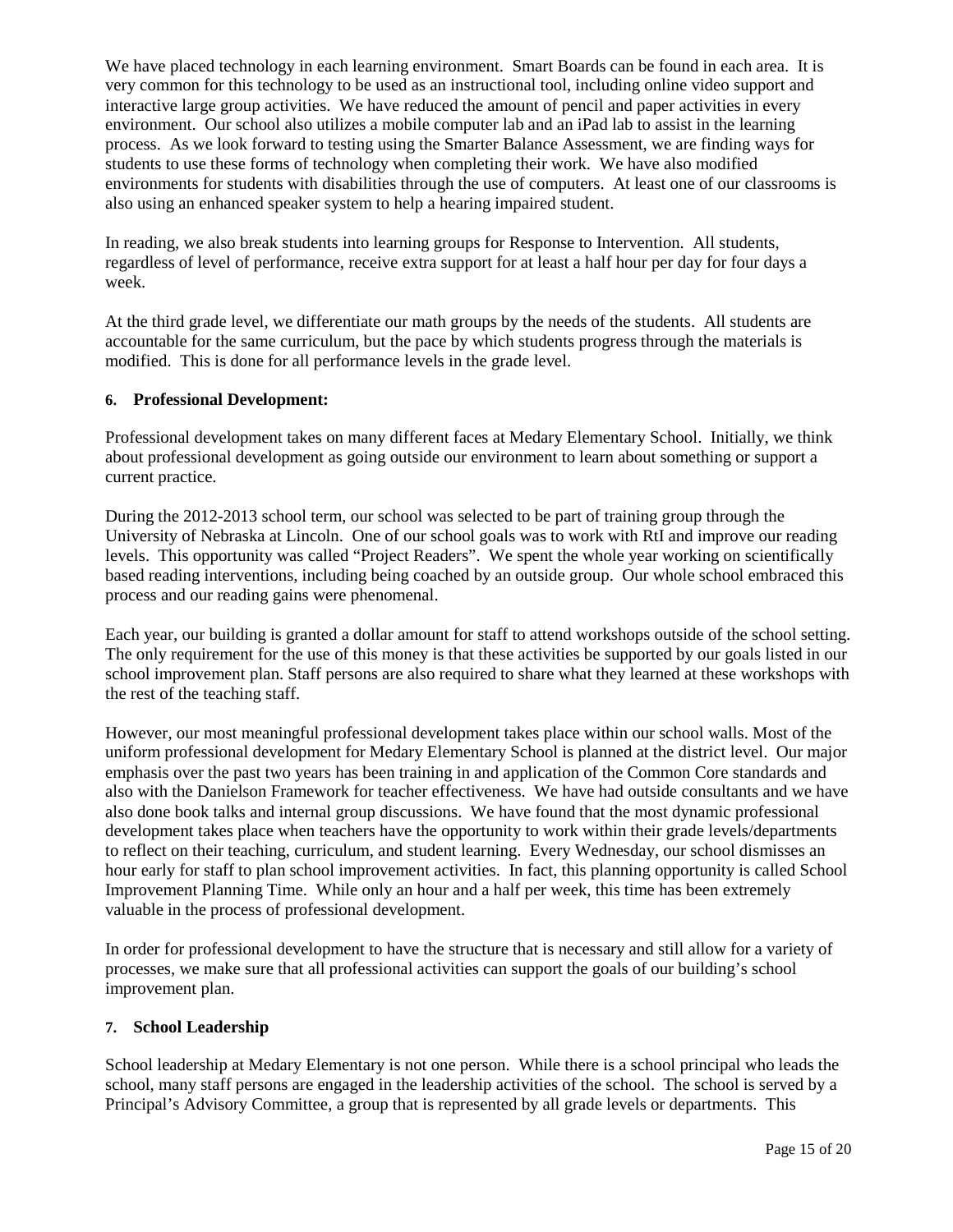We have placed technology in each learning environment. Smart Boards can be found in each area. It is very common for this technology to be used as an instructional tool, including online video support and interactive large group activities. We have reduced the amount of pencil and paper activities in every environment. Our school also utilizes a mobile computer lab and an iPad lab to assist in the learning process. As we look forward to testing using the Smarter Balance Assessment, we are finding ways for students to use these forms of technology when completing their work. We have also modified environments for students with disabilities through the use of computers. At least one of our classrooms is also using an enhanced speaker system to help a hearing impaired student.

In reading, we also break students into learning groups for Response to Intervention. All students, regardless of level of performance, receive extra support for at least a half hour per day for four days a week.

At the third grade level, we differentiate our math groups by the needs of the students. All students are accountable for the same curriculum, but the pace by which students progress through the materials is modified. This is done for all performance levels in the grade level.

**6. Professional Development:**

Professional development takes on many different faces at Medary Elementary School. Initially, we think about professional development as going outside our environment to learn about something or support a current practice.

During the 2012-2013 school term, our school was selected to be part of training group through the University of Nebraska at Lincoln. One of our school goals was to work with RtI and improve our reading levels. This opportunity was called "Project Readers". We spent the whole year working on scientifically based reading interventions, including being coached by an outside group. Our whole school embraced this process and our reading gains were phenomenal.

Each year, our building is granted a dollar amount for staff to attend workshops outside of the school setting. The only requirement for the use of this money is that these activities be supported by our goals listed in our school improvement plan. Staff persons are also required to share what they learned at these workshops with the rest of the teaching staff.

However, our most meaningful professional development takes place within our school walls. Most of the uniform professional development for Medary Elementary School is planned at the district level. Our major emphasis over the past two years has been training in and application of the Common Core standards and also with the Danielson Framework for teacher effectiveness. We have had outside consultants and we have also done book talks and internal group discussions. We have found that the most dynamic professional development takes place when teachers have the opportunity to work within their grade levels/departments to reflect on their teaching, curriculum, and student learning. Every Wednesday, our school dismisses an hour early for staff to plan school improvement activities. In fact, this planning opportunity is called School Improvement Planning Time. While only an hour and a half per week, this time has been extremely valuable in the process of professional development.

In order for professional development to have the structure that is necessary and still allow for a variety of processes, we make sure that all professional activities can support the goals of our building's school improvement plan.

**7. School Leadership**

School leadership at Medary Elementary is not one person. While there is a school principal who leads the school, many staff persons are engaged in the leadership activities of the school. The school is served by a Principal's Advisory Committee, a group that is represented by all grade levels or departments. This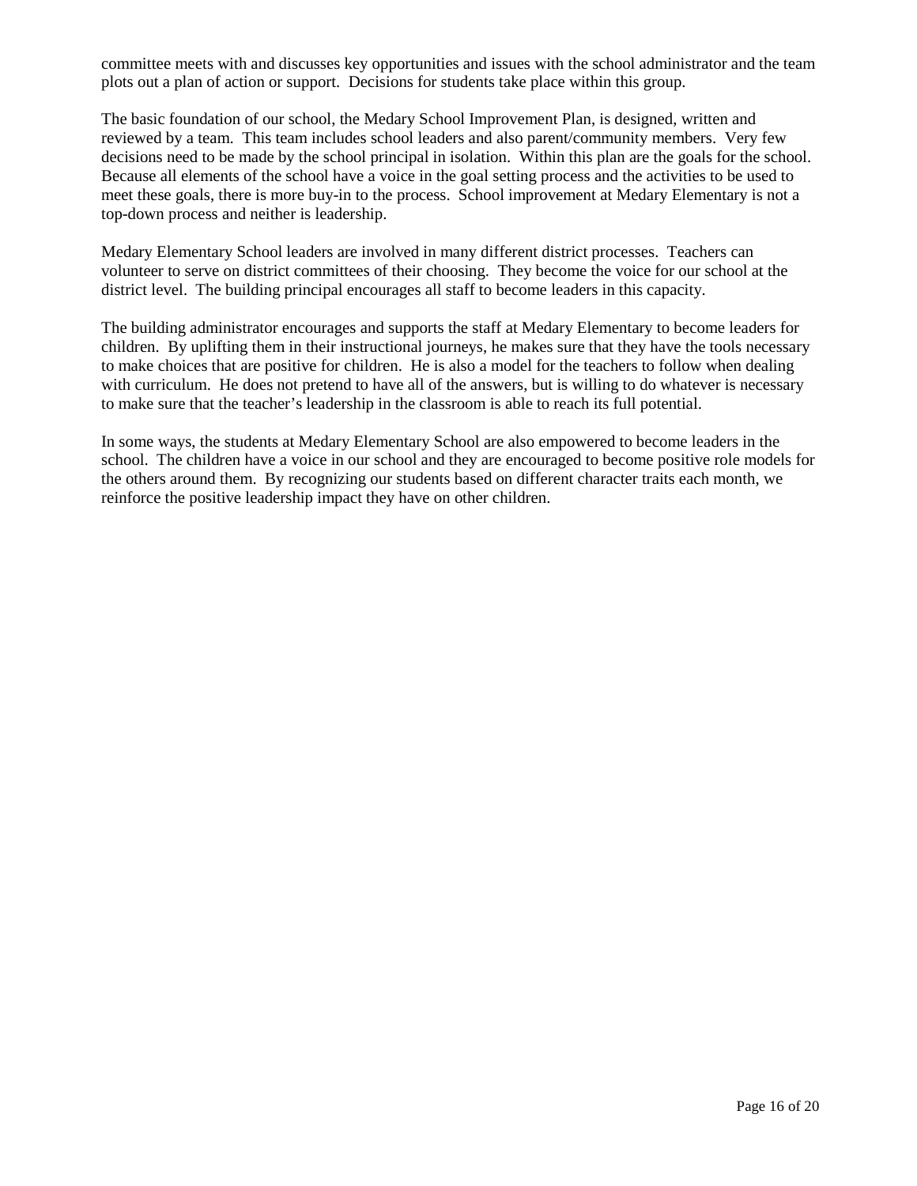committee meets with and discusses key opportunities and issues with the school administrator and the team plots out a plan of action or support. Decisions for students take place within this group.

The basic foundation of our school, the Medary School Improvement Plan, is designed, written and reviewed by a team. This team includes school leaders and also parent/community members. Very few decisions need to be made by the school principal in isolation. Within this plan are the goals for the school. Because all elements of the school have a voice in the goal setting process and the activities to be used to meet these goals, there is more buy-in to the process. School improvement at Medary Elementary is not a top-down process and neither is leadership.

Medary Elementary School leaders are involved in many different district processes. Teachers can volunteer to serve on district committees of their choosing. They become the voice for our school at the district level. The building principal encourages all staff to become leaders in this capacity.

The building administrator encourages and supports the staff at Medary Elementary to become leaders for children. By uplifting them in their instructional journeys, he makes sure that they have the tools necessary to make choices that are positive for children. He is also a model for the teachers to follow when dealing with curriculum. He does not pretend to have all of the answers, but is willing to do whatever is necessary to make sure that the teacher's leadership in the classroom is able to reach its full potential.

In some ways, the students at Medary Elementary School are also empowered to become leaders in the school. The children have a voice in our school and they are encouraged to become positive role models for the others around them. By recognizing our students based on different character traits each month, we reinforce the positive leadership impact they have on other children.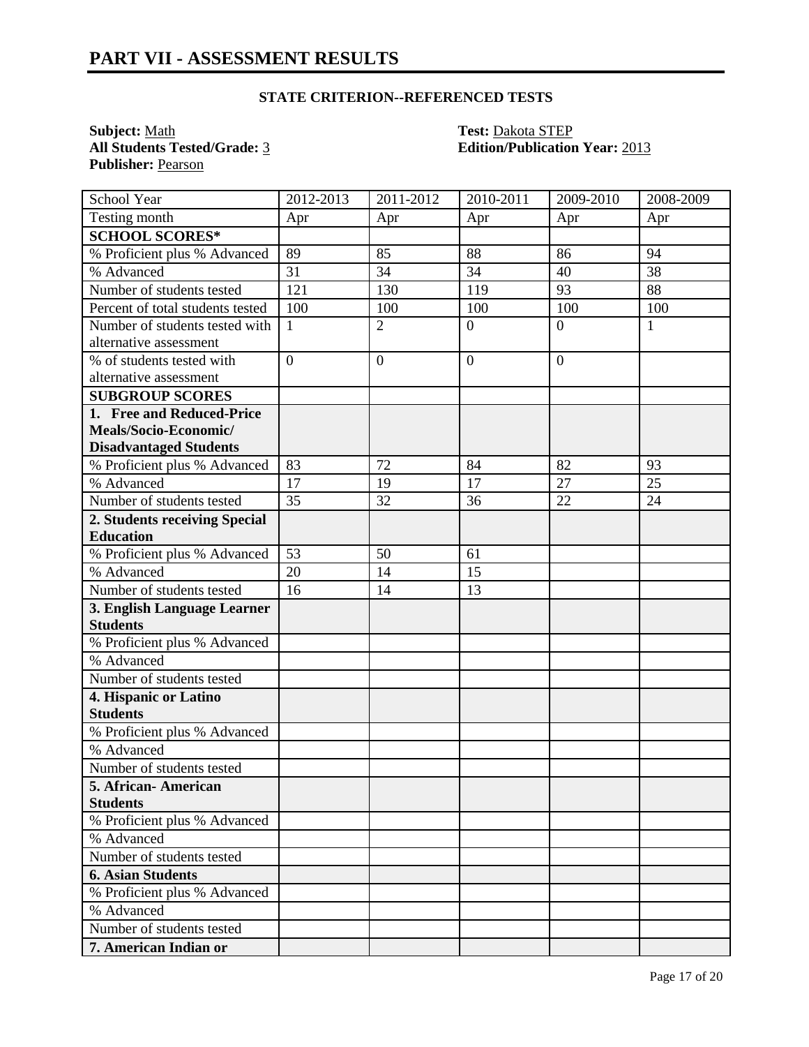# PART VII - ASSESSMENT RESULTS

### STATE CRITERION--REFERENCED TESTS

**Subject:** Math
**All Students Tested/Grade:** 3
**Publisher:** Pearson
**Test:** Dakota STEP
**Edition/Publication Year:** 2013

| School Year | 2012-2013 | 2011-2012 | 2010-2011 | 2009-2010 | 2008-2009 |
|---|---|---|---|---|---|
| Testing month | Apr | Apr | Apr | Apr | Apr |
| **SCHOOL SCORES*** | | | | | |
| % Proficient plus % Advanced | 89 | 85 | 88 | 86 | 94 |
| % Advanced | 31 | 34 | 34 | 40 | 38 |
| Number of students tested | 121 | 130 | 119 | 93 | 88 |
| Percent of total students tested | 100 | 100 | 100 | 100 | 100 |
| Number of students tested with alternative assessment | 1 | 2 | 0 | 0 | 1 |
| % of students tested with alternative assessment | 0 | 0 | 0 | 0 | |
| **SUBGROUP SCORES** | | | | | |
| **1. Free and Reduced-Price Meals/Socio-Economic/ Disadvantaged Students** | | | | | |
| % Proficient plus % Advanced | 83 | 72 | 84 | 82 | 93 |
| % Advanced | 17 | 19 | 17 | 27 | 25 |
| Number of students tested | 35 | 32 | 36 | 22 | 24 |
| **2. Students receiving Special Education** | | | | | |
| % Proficient plus % Advanced | 53 | 50 | 61 | | |
| % Advanced | 20 | 14 | 15 | | |
| Number of students tested | 16 | 14 | 13 | | |
| **3. English Language Learner Students** | | | | | |
| % Proficient plus % Advanced | | | | | |
| % Advanced | | | | | |
| Number of students tested | | | | | |
| **4. Hispanic or Latino Students** | | | | | |
| % Proficient plus % Advanced | | | | | |
| % Advanced | | | | | |
| Number of students tested | | | | | |
| **5. African- American Students** | | | | | |
| % Proficient plus % Advanced | | | | | |
| % Advanced | | | | | |
| Number of students tested | | | | | |
| **6. Asian Students** | | | | | |
| % Proficient plus % Advanced | | | | | |
| % Advanced | | | | | |
| Number of students tested | | | | | |
| **7. American Indian or** | | | | | |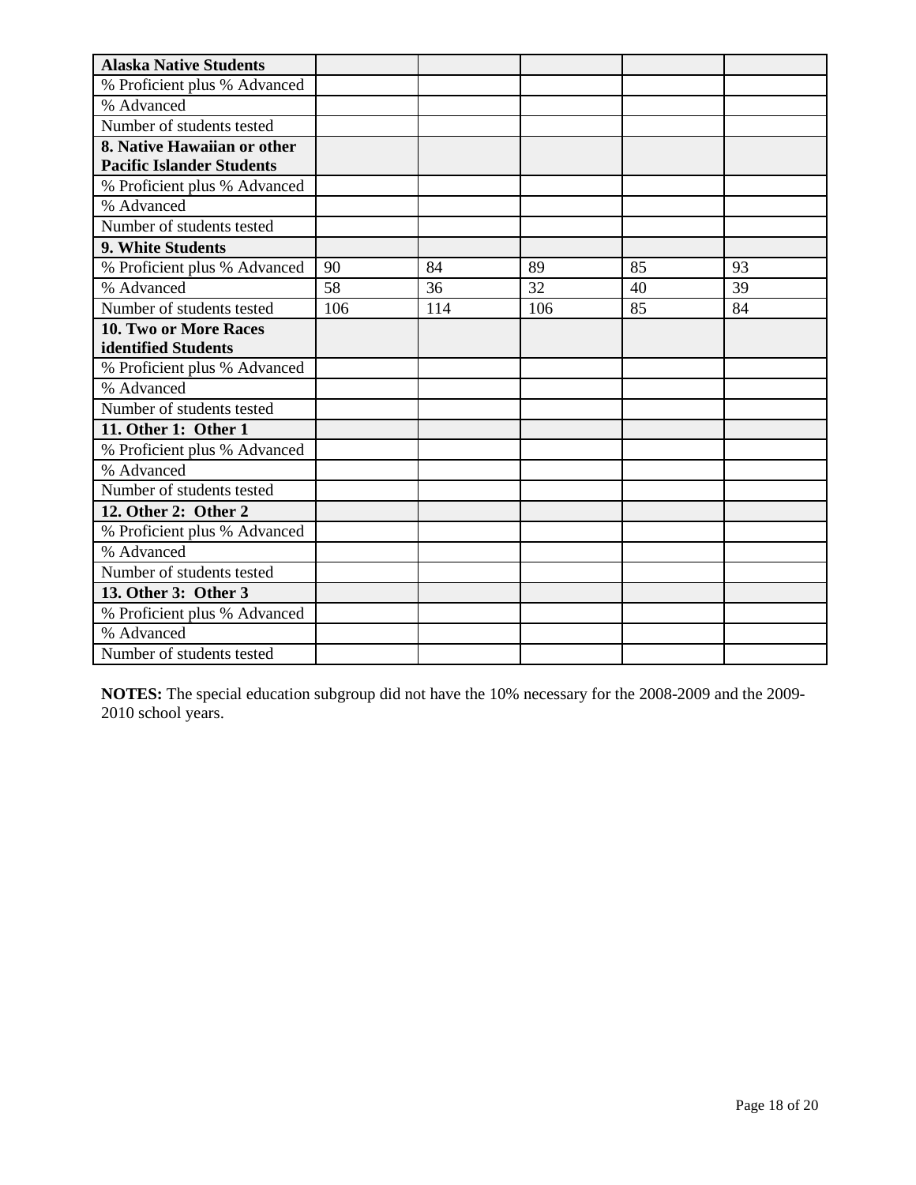| Alaska Native Students | | | | | |
|---|---|---|---|---|---|
| % Proficient plus % Advanced | | | | | |
| % Advanced | | | | | |
| Number of students tested | | | | | |
| **8. Native Hawaiian or other Pacific Islander Students** | | | | | |
| % Proficient plus % Advanced | | | | | |
| % Advanced | | | | | |
| Number of students tested | | | | | |
| **9. White Students** | | | | | |
| % Proficient plus % Advanced | 90 | 84 | 89 | 85 | 93 |
| % Advanced | 58 | 36 | 32 | 40 | 39 |
| Number of students tested | 106 | 114 | 106 | 85 | 84 |
| **10. Two or More Races identified Students** | | | | | |
| % Proficient plus % Advanced | | | | | |
| % Advanced | | | | | |
| Number of students tested | | | | | |
| **11. Other 1: Other 1** | | | | | |
| % Proficient plus % Advanced | | | | | |
| % Advanced | | | | | |
| Number of students tested | | | | | |
| **12. Other 2: Other 2** | | | | | |
| % Proficient plus % Advanced | | | | | |
| % Advanced | | | | | |
| Number of students tested | | | | | |
| **13. Other 3: Other 3** | | | | | |
| % Proficient plus % Advanced | | | | | |
| % Advanced | | | | | |
| Number of students tested | | | | | |

**NOTES:** The special education subgroup did not have the 10% necessary for the 2008-2009 and the 2009-2010 school years.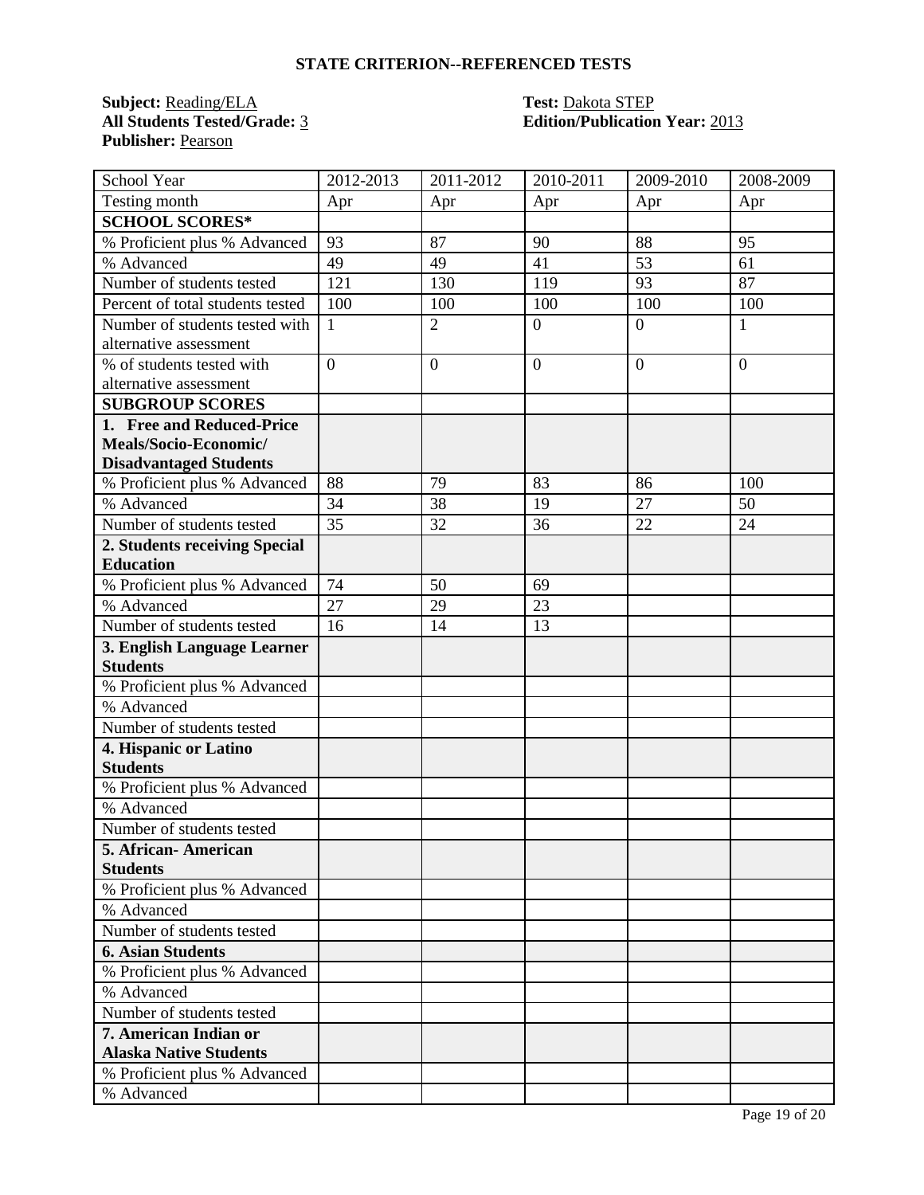## STATE CRITERION--REFERENCED TESTS

**Subject:** Reading/ELA  
**All Students Tested/Grade:** 3  
**Publisher:** Pearson  

**Test:** Dakota STEP  
**Edition/Publication Year:** 2013

| School Year | 2012-2013 | 2011-2012 | 2010-2011 | 2009-2010 | 2008-2009 |
|---|---|---|---|---|---|
| Testing month | Apr | Apr | Apr | Apr | Apr |
| **SCHOOL SCORES*** | | | | | |
| % Proficient plus % Advanced | 93 | 87 | 90 | 88 | 95 |
| % Advanced | 49 | 49 | 41 | 53 | 61 |
| Number of students tested | 121 | 130 | 119 | 93 | 87 |
| Percent of total students tested | 100 | 100 | 100 | 100 | 100 |
| Number of students tested with alternative assessment | 1 | 2 | 0 | 0 | 1 |
| % of students tested with alternative assessment | 0 | 0 | 0 | 0 | 0 |
| **SUBGROUP SCORES** | | | | | |
| **1. Free and Reduced-Price Meals/Socio-Economic/ Disadvantaged Students** | | | | | |
| % Proficient plus % Advanced | 88 | 79 | 83 | 86 | 100 |
| % Advanced | 34 | 38 | 19 | 27 | 50 |
| Number of students tested | 35 | 32 | 36 | 22 | 24 |
| **2. Students receiving Special Education** | | | | | |
| % Proficient plus % Advanced | 74 | 50 | 69 | | |
| % Advanced | 27 | 29 | 23 | | |
| Number of students tested | 16 | 14 | 13 | | |
| **3. English Language Learner Students** | | | | | |
| % Proficient plus % Advanced | | | | | |
| % Advanced | | | | | |
| Number of students tested | | | | | |
| **4. Hispanic or Latino Students** | | | | | |
| % Proficient plus % Advanced | | | | | |
| % Advanced | | | | | |
| Number of students tested | | | | | |
| **5. African- American Students** | | | | | |
| % Proficient plus % Advanced | | | | | |
| % Advanced | | | | | |
| Number of students tested | | | | | |
| **6. Asian Students** | | | | | |
| % Proficient plus % Advanced | | | | | |
| % Advanced | | | | | |
| Number of students tested | | | | | |
| **7. American Indian or Alaska Native Students** | | | | | |
| % Proficient plus % Advanced | | | | | |
| % Advanced | | | | | |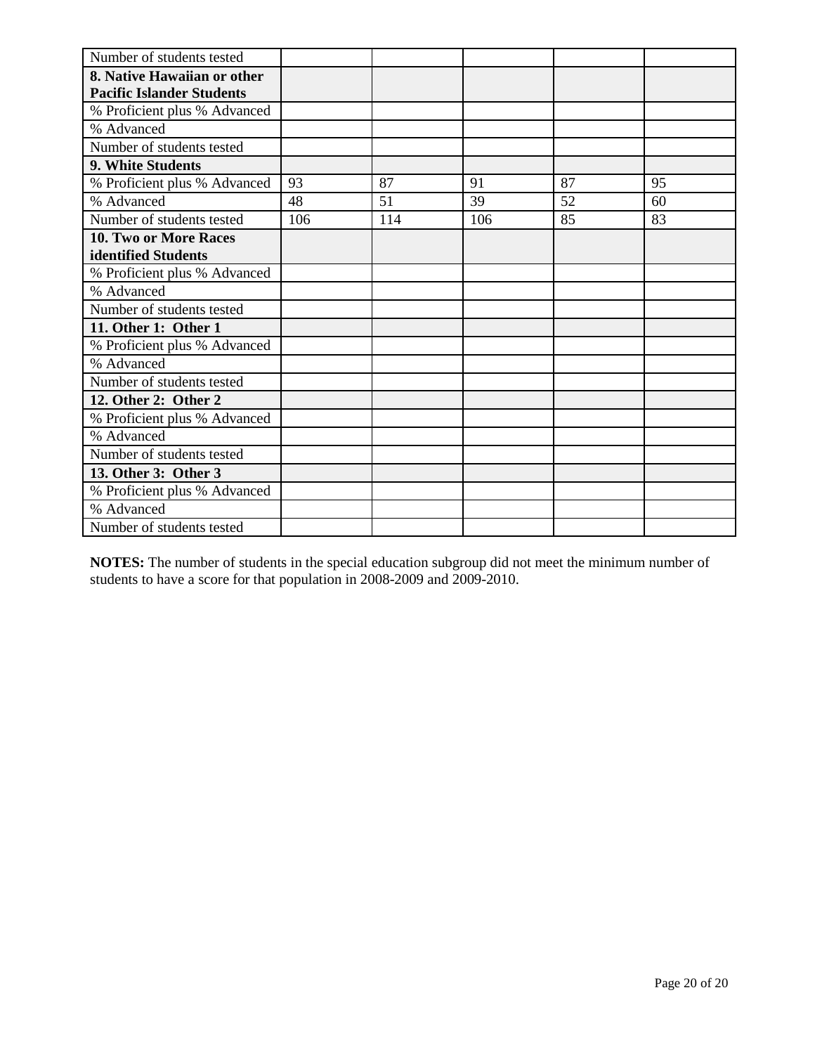| | | | | | |
|---|---|---|---|---|---|
| Number of students tested | | | | | |
| **8. Native Hawaiian or other Pacific Islander Students** | | | | | |
| % Proficient plus % Advanced | | | | | |
| % Advanced | | | | | |
| Number of students tested | | | | | |
| **9. White Students** | | | | | |
| % Proficient plus % Advanced | 93 | 87 | 91 | 87 | 95 |
| % Advanced | 48 | 51 | 39 | 52 | 60 |
| Number of students tested | 106 | 114 | 106 | 85 | 83 |
| **10. Two or More Races identified Students** | | | | | |
| % Proficient plus % Advanced | | | | | |
| % Advanced | | | | | |
| Number of students tested | | | | | |
| **11. Other 1: Other 1** | | | | | |
| % Proficient plus % Advanced | | | | | |
| % Advanced | | | | | |
| Number of students tested | | | | | |
| **12. Other 2: Other 2** | | | | | |
| % Proficient plus % Advanced | | | | | |
| % Advanced | | | | | |
| Number of students tested | | | | | |
| **13. Other 3: Other 3** | | | | | |
| % Proficient plus % Advanced | | | | | |
| % Advanced | | | | | |
| Number of students tested | | | | | |

**NOTES:** The number of students in the special education subgroup did not meet the minimum number of students to have a score for that population in 2008-2009 and 2009-2010.